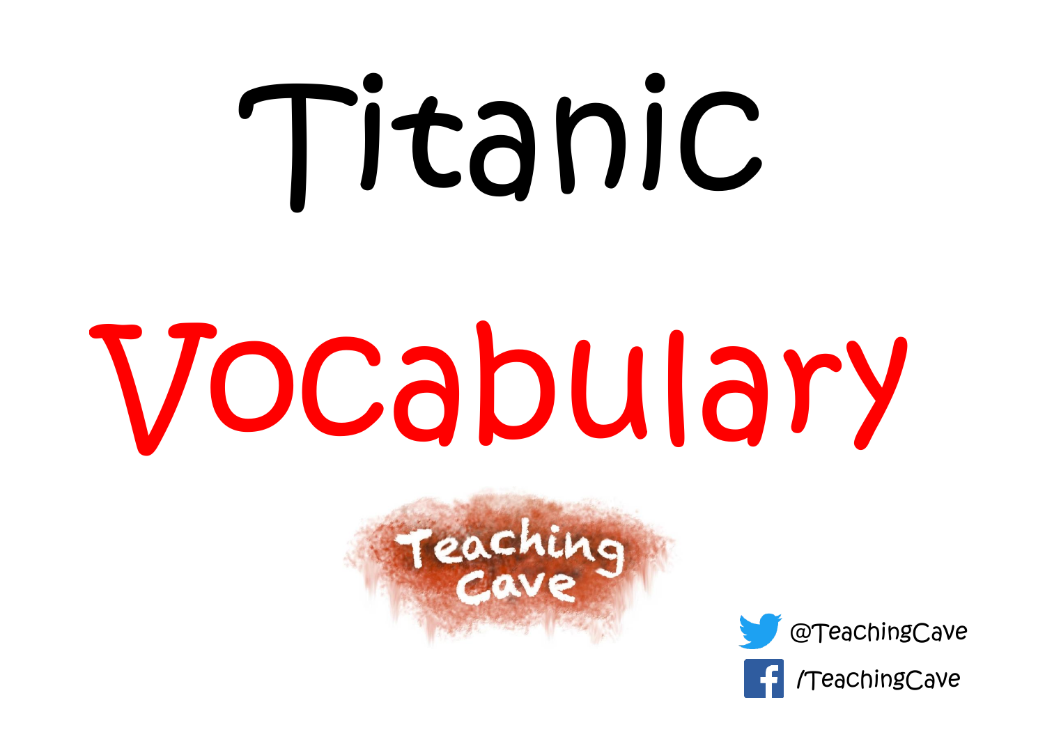# Titanic

# Vocabulary

Teaching Cave

@TeachingCave

/TeachingCave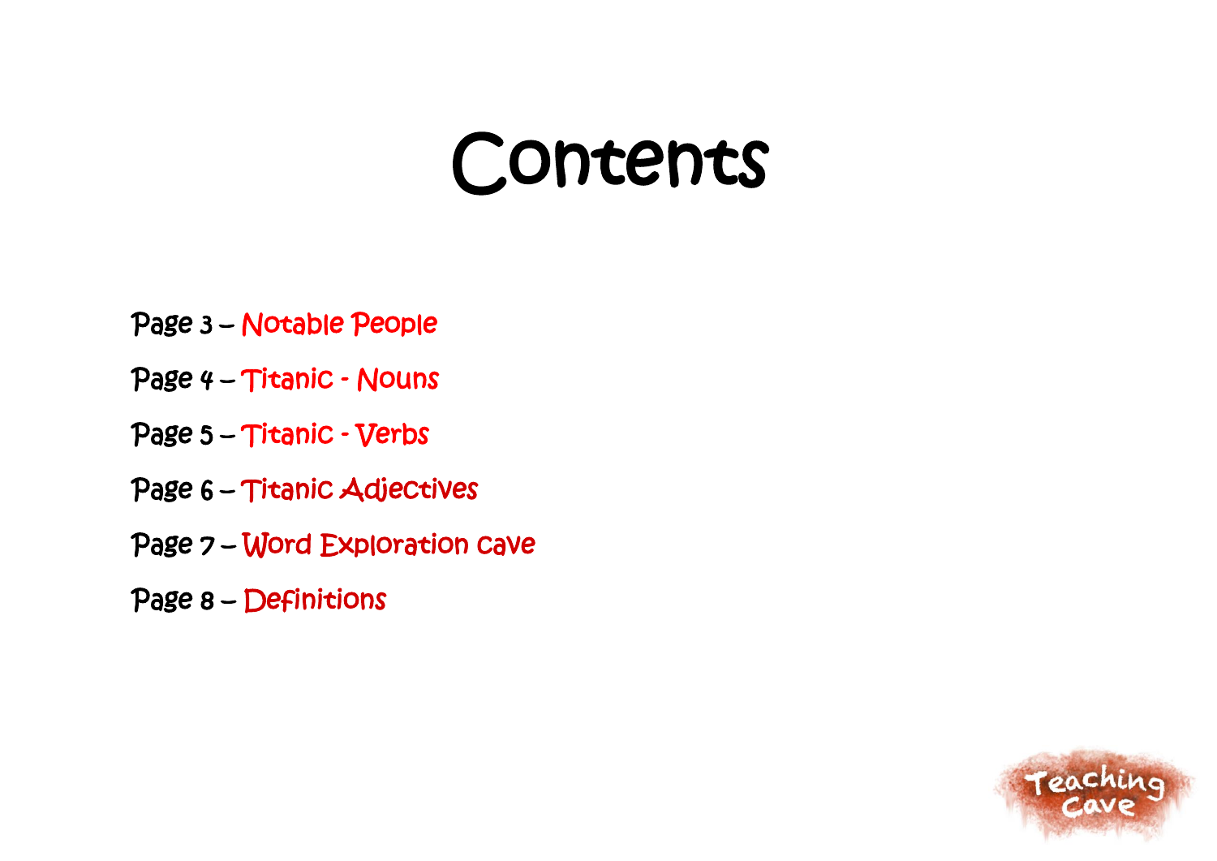# Contents

Page 3 – Notable People

Page 4 – Titanic - Nouns

Page 5 – Titanic - Verbs

Page 6 – Titanic Adjectives

Page 7 – Word Exploration cave

Page 8 – Definitions

Teaching Cave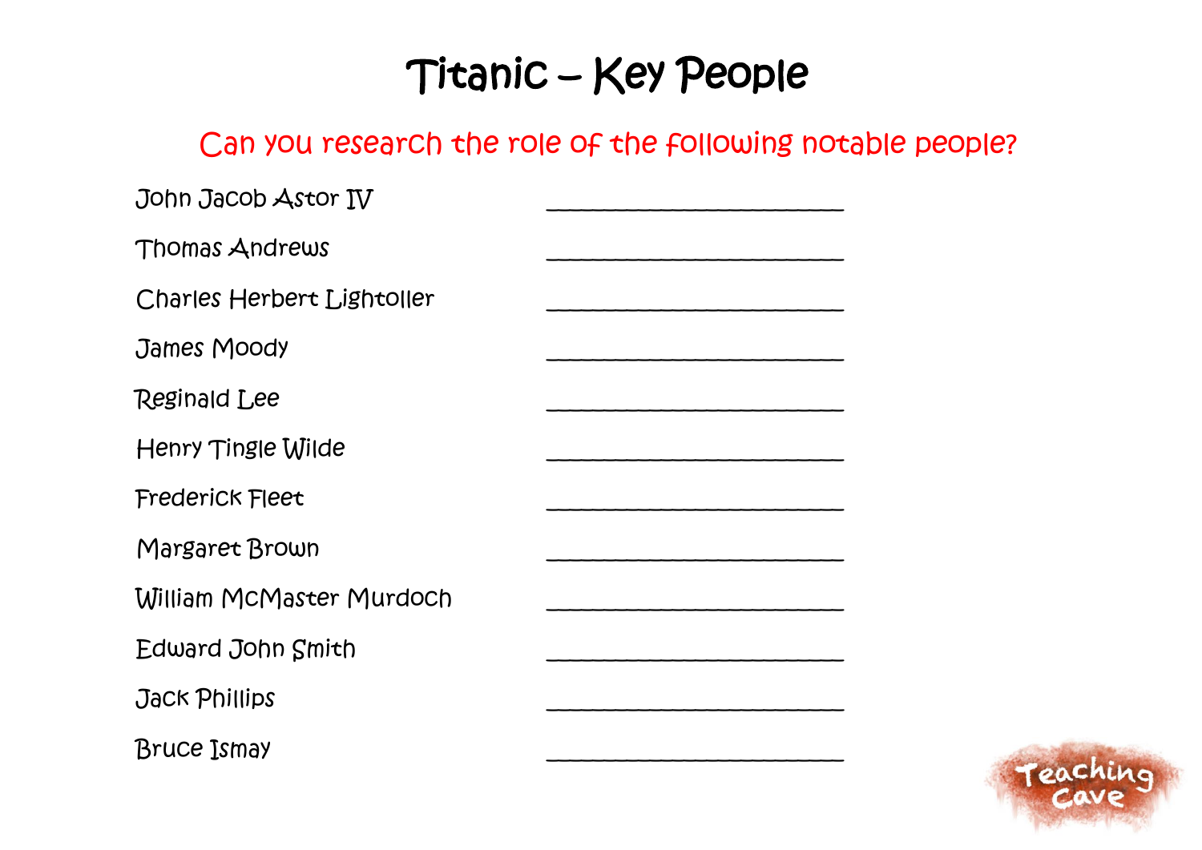# Titanic – Key People

Can you research the role of the following notable people?

| Name | Role |
|---|---|
| John Jacob Astor IV | ____________________ |
| Thomas Andrews | ____________________ |
| Charles Herbert Lightoller | ____________________ |
| James Moody | ____________________ |
| Reginald Lee | ____________________ |
| Henry Tingle Wilde | ____________________ |
| Frederick Fleet | ____________________ |
| Margaret Brown | ____________________ |
| William McMaster Murdoch | ____________________ |
| Edward John Smith | ____________________ |
| Jack Phillips | ____________________ |
| Bruce Ismay | ____________________ |

Teaching Cave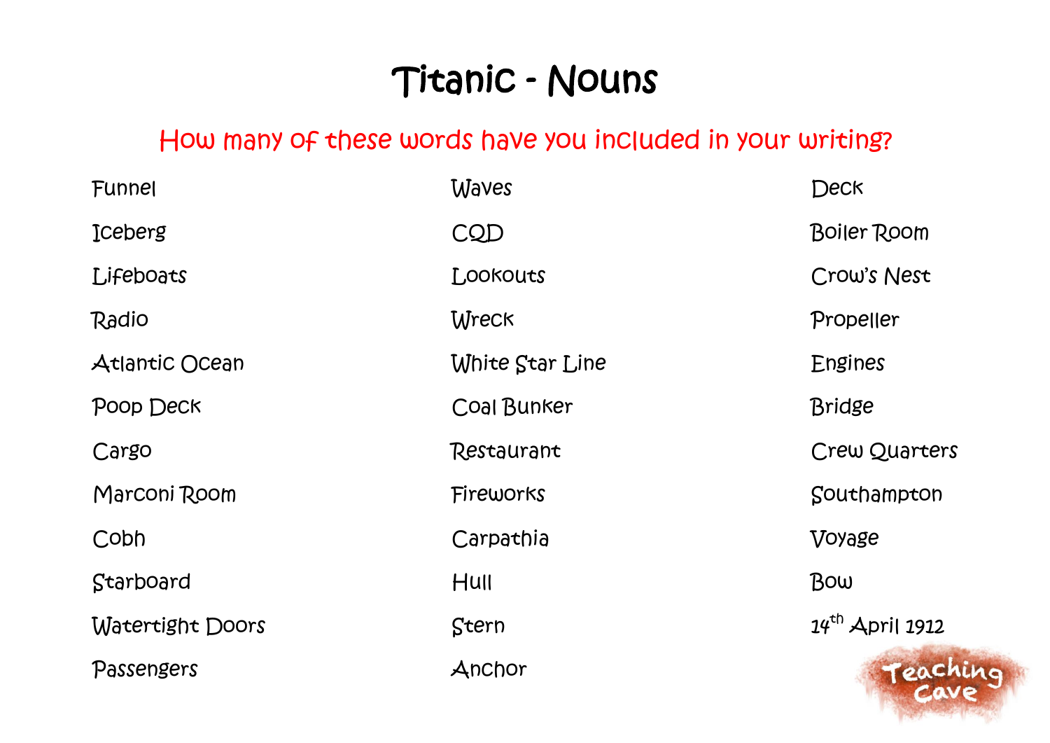# Titanic - Nouns

## How many of these words have you included in your writing?

| | | |
|---|---|---|
| Funnel | Waves | Deck |
| Iceberg | CQD | Boiler Room |
| Lifeboats | Lookouts | Crow's Nest |
| Radio | Wreck | Propeller |
| Atlantic Ocean | White Star Line | Engines |
| Poop Deck | Coal Bunker | Bridge |
| Cargo | Restaurant | Crew Quarters |
| Marconi Room | Fireworks | Southampton |
| Cobh | Carpathia | Voyage |
| Starboard | Hull | Bow |
| Watertight Doors | Stern | 14th April 1912 |
| Passengers | Anchor | |

Teaching Cave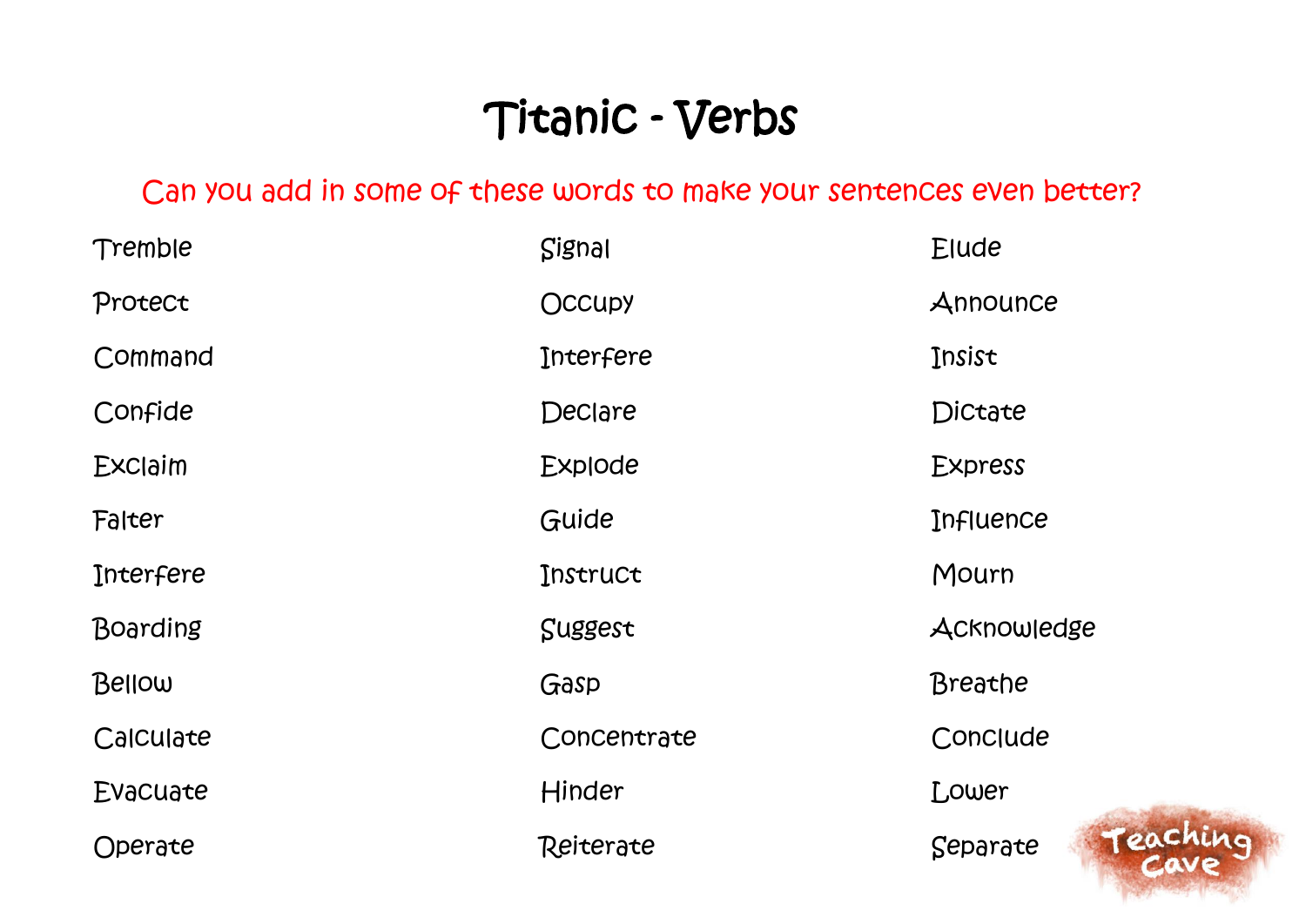# Titanic - Verbs

Can you add in some of these words to make your sentences even better?

| | | |
|---|---|---|
| Tremble | Signal | Elude |
| Protect | Occupy | Announce |
| Command | Interfere | Insist |
| Confide | Declare | Dictate |
| Exclaim | Explode | Express |
| Falter | Guide | Influence |
| Interfere | Instruct | Mourn |
| Boarding | Suggest | Acknowledge |
| Bellow | Gasp | Breathe |
| Calculate | Concentrate | Conclude |
| Evacuate | Hinder | Lower |
| Operate | Reiterate | Separate |

Teaching Cave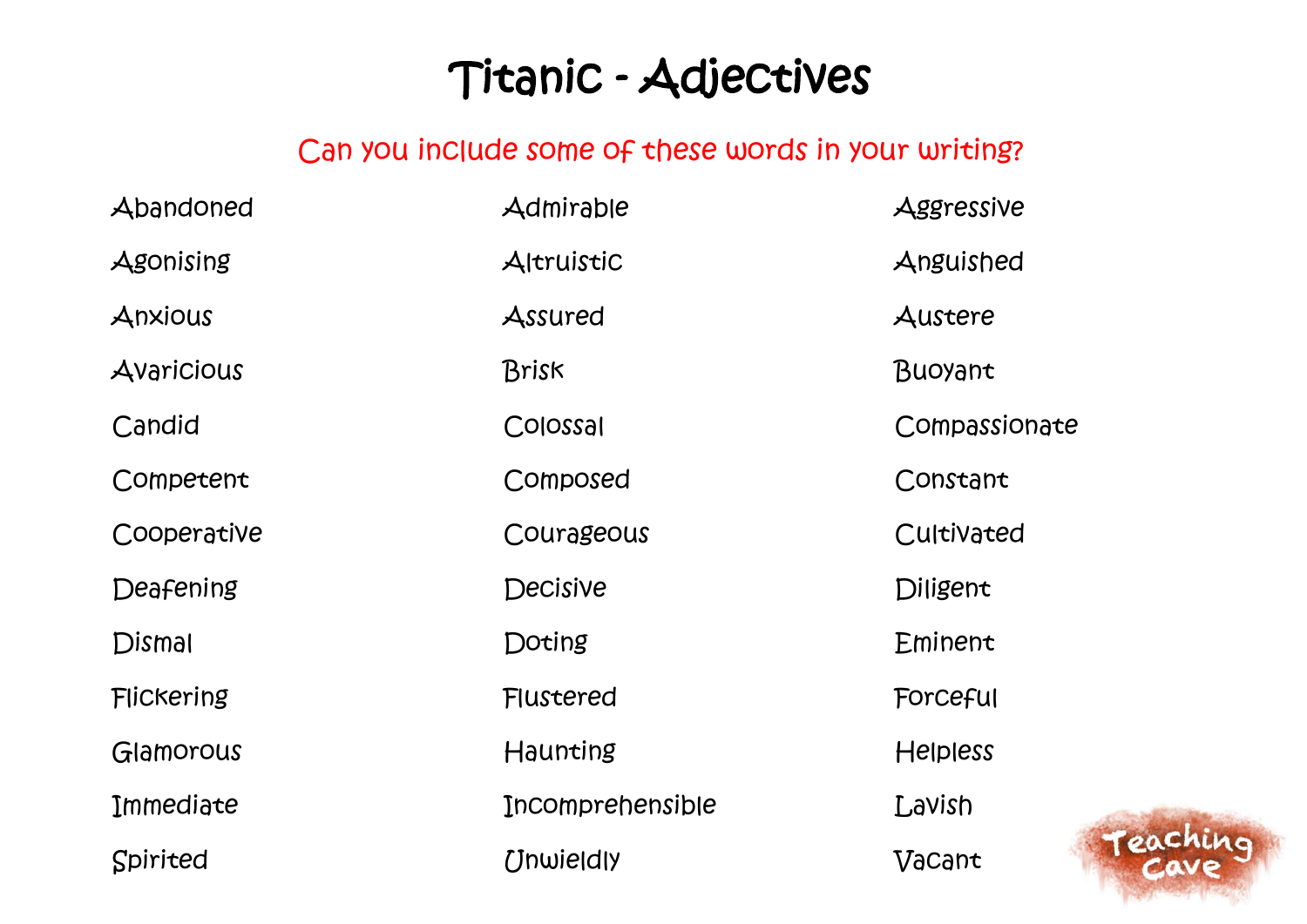# Titanic - Adjectives

Can you include some of these words in your writing?

| | | |
|---|---|---|
| Abandoned | Admirable | Aggressive |
| Agonising | Altruistic | Anguished |
| Anxious | Assured | Austere |
| Avaricious | Brisk | Buoyant |
| Candid | Colossal | Compassionate |
| Competent | Composed | Constant |
| Cooperative | Courageous | Cultivated |
| Deafening | Decisive | Diligent |
| Dismal | Doting | Eminent |
| Flickering | Flustered | Forceful |
| Glamorous | Haunting | Helpless |
| Immediate | Incomprehensible | Lavish |
| Spirited | Unwieldly | Vacant |

Teaching Cave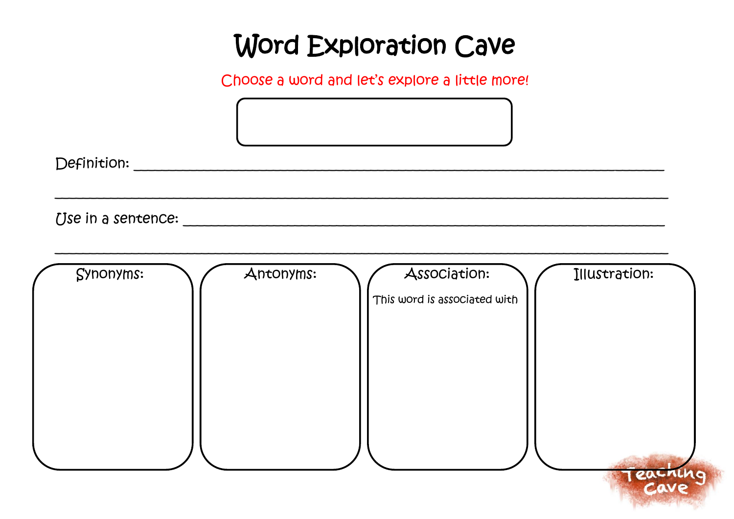# Word Exploration Cave

Choose a word and let's explore a little more!

Definition: ______________________________________________________________

______________________________________________________________________

Use in a sentence: _________________________________________________________

______________________________________________________________________

| Synonyms: | Antonyms: | Association: | Illustration: |
| --- | --- | --- | --- |
| | | This word is associated with | |

Teaching Cave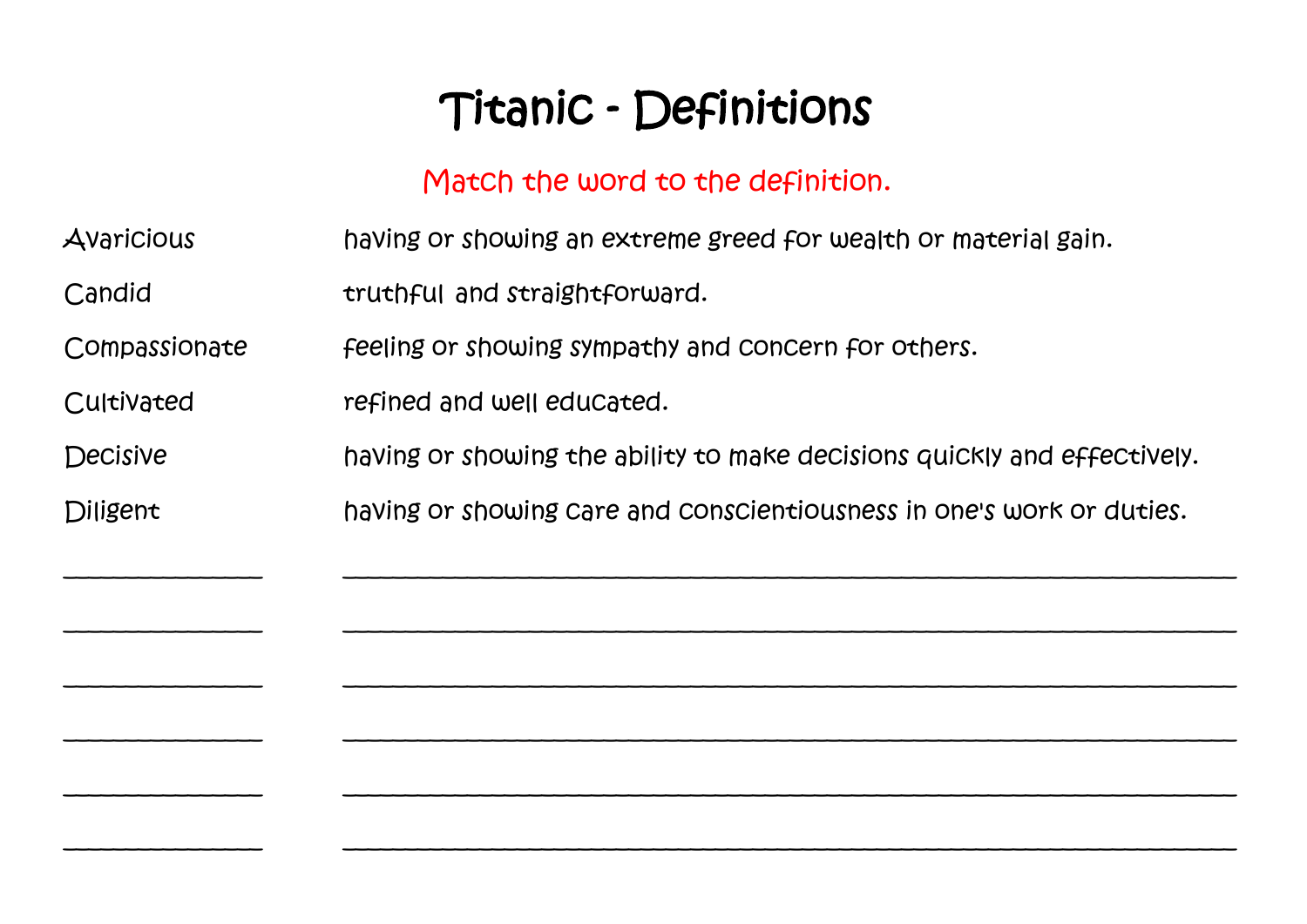# Titanic - Definitions

Match the word to the definition.

| | |
|---|---|
| Avaricious | having or showing an extreme greed for wealth or material gain. |
| Candid | truthful and straightforward. |
| Compassionate | feeling or showing sympathy and concern for others. |
| Cultivated | refined and well educated. |
| Decisive | having or showing the ability to make decisions quickly and effectively. |
| Diligent | having or showing care and conscientiousness in one's work or duties. |

_______________ _______________________________________________________________

_______________ _______________________________________________________________

_______________ _______________________________________________________________

_______________ _______________________________________________________________

_______________ _______________________________________________________________

_______________ _______________________________________________________________